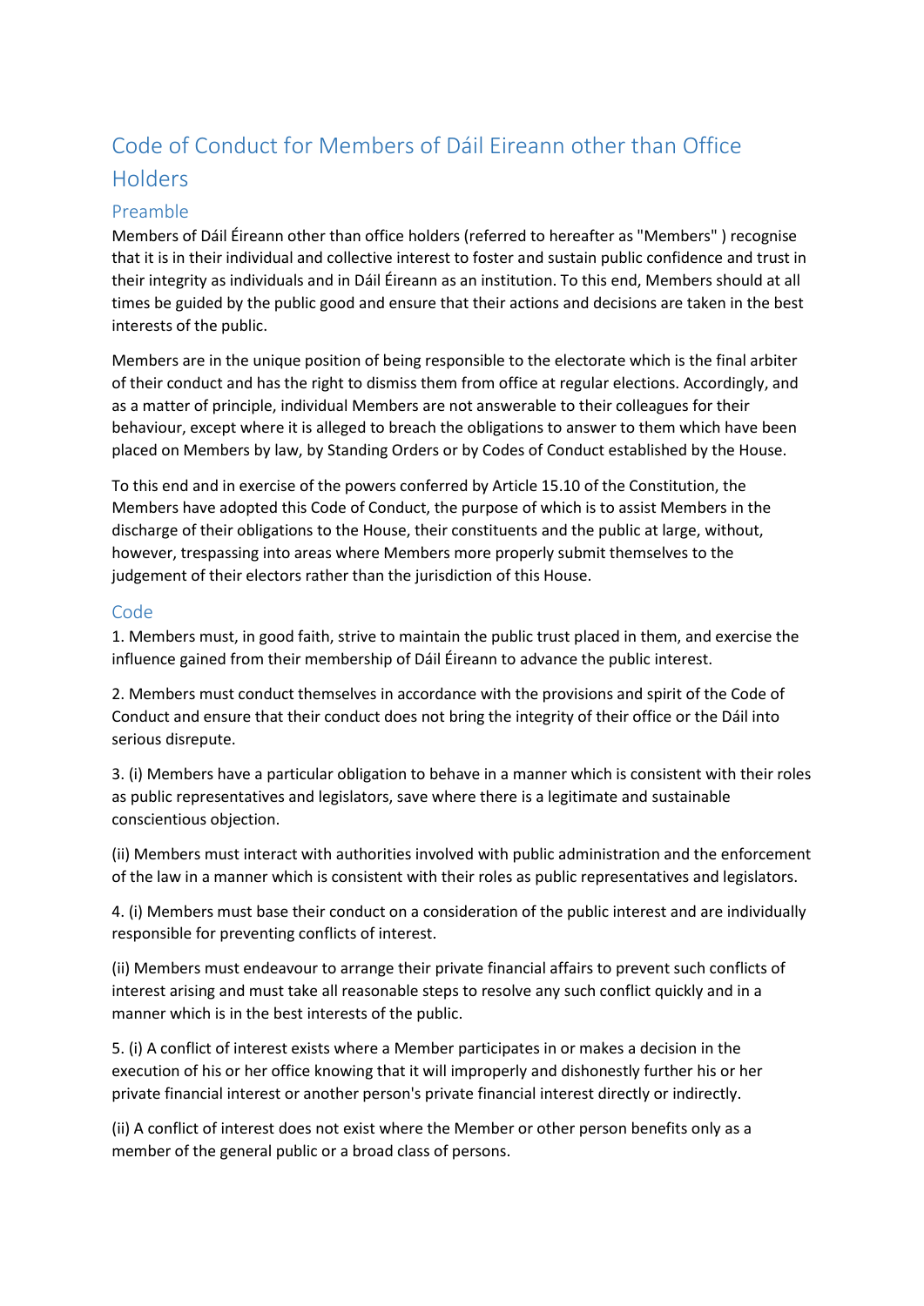# Code of Conduct for Members of Dáil Eireann other than Office Holders

## Preamble

Members of Dáil Éireann other than office holders (referred to hereafter as "Members" ) recognise that it is in their individual and collective interest to foster and sustain public confidence and trust in their integrity as individuals and in Dáil Éireann as an institution. To this end, Members should at all times be guided by the public good and ensure that their actions and decisions are taken in the best interests of the public.

Members are in the unique position of being responsible to the electorate which is the final arbiter of their conduct and has the right to dismiss them from office at regular elections. Accordingly, and as a matter of principle, individual Members are not answerable to their colleagues for their behaviour, except where it is alleged to breach the obligations to answer to them which have been placed on Members by law, by Standing Orders or by Codes of Conduct established by the House.

To this end and in exercise of the powers conferred by Article 15.10 of the Constitution, the Members have adopted this Code of Conduct, the purpose of which is to assist Members in the discharge of their obligations to the House, their constituents and the public at large, without, however, trespassing into areas where Members more properly submit themselves to the judgement of their electors rather than the jurisdiction of this House.

## Code

1. Members must, in good faith, strive to maintain the public trust placed in them, and exercise the influence gained from their membership of Dáil Éireann to advance the public interest.

2. Members must conduct themselves in accordance with the provisions and spirit of the Code of Conduct and ensure that their conduct does not bring the integrity of their office or the Dáil into serious disrepute.

3. (i) Members have a particular obligation to behave in a manner which is consistent with their roles as public representatives and legislators, save where there is a legitimate and sustainable conscientious objection.

(ii) Members must interact with authorities involved with public administration and the enforcement of the law in a manner which is consistent with their roles as public representatives and legislators.

4. (i) Members must base their conduct on a consideration of the public interest and are individually responsible for preventing conflicts of interest.

(ii) Members must endeavour to arrange their private financial affairs to prevent such conflicts of interest arising and must take all reasonable steps to resolve any such conflict quickly and in a manner which is in the best interests of the public.

5. (i) A conflict of interest exists where a Member participates in or makes a decision in the execution of his or her office knowing that it will improperly and dishonestly further his or her private financial interest or another person's private financial interest directly or indirectly.

(ii) A conflict of interest does not exist where the Member or other person benefits only as a member of the general public or a broad class of persons.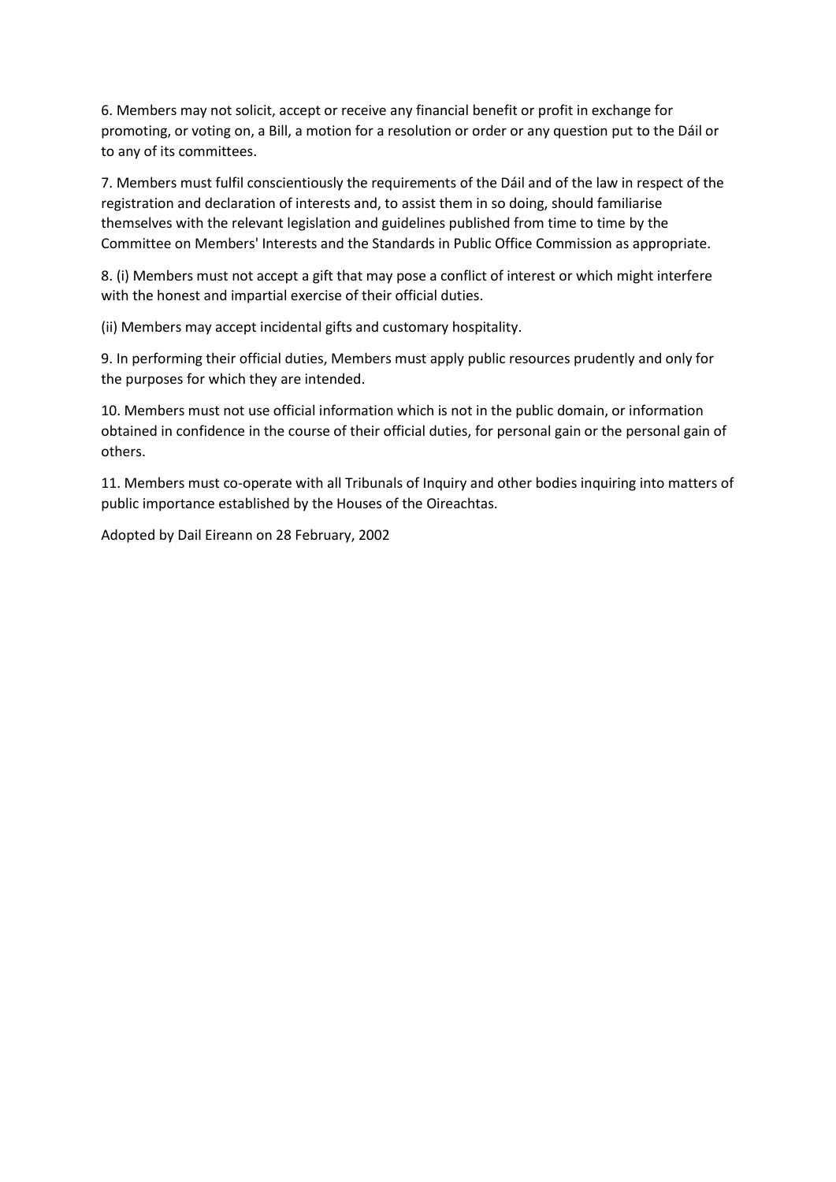6. Members may not solicit, accept or receive any financial benefit or profit in exchange for promoting, or voting on, a Bill, a motion for a resolution or order or any question put to the Dáil or to any of its committees.

7. Members must fulfil conscientiously the requirements of the Dáil and of the law in respect of the registration and declaration of interests and, to assist them in so doing, should familiarise themselves with the relevant legislation and guidelines published from time to time by the Committee on Members' Interests and the Standards in Public Office Commission as appropriate.

8. (i) Members must not accept a gift that may pose a conflict of interest or which might interfere with the honest and impartial exercise of their official duties.

(ii) Members may accept incidental gifts and customary hospitality.

9. In performing their official duties, Members must apply public resources prudently and only for the purposes for which they are intended.

10. Members must not use official information which is not in the public domain, or information obtained in confidence in the course of their official duties, for personal gain or the personal gain of others.

11. Members must co-operate with all Tribunals of Inquiry and other bodies inquiring into matters of public importance established by the Houses of the Oireachtas.

Adopted by Dail Eireann on 28 February, 2002